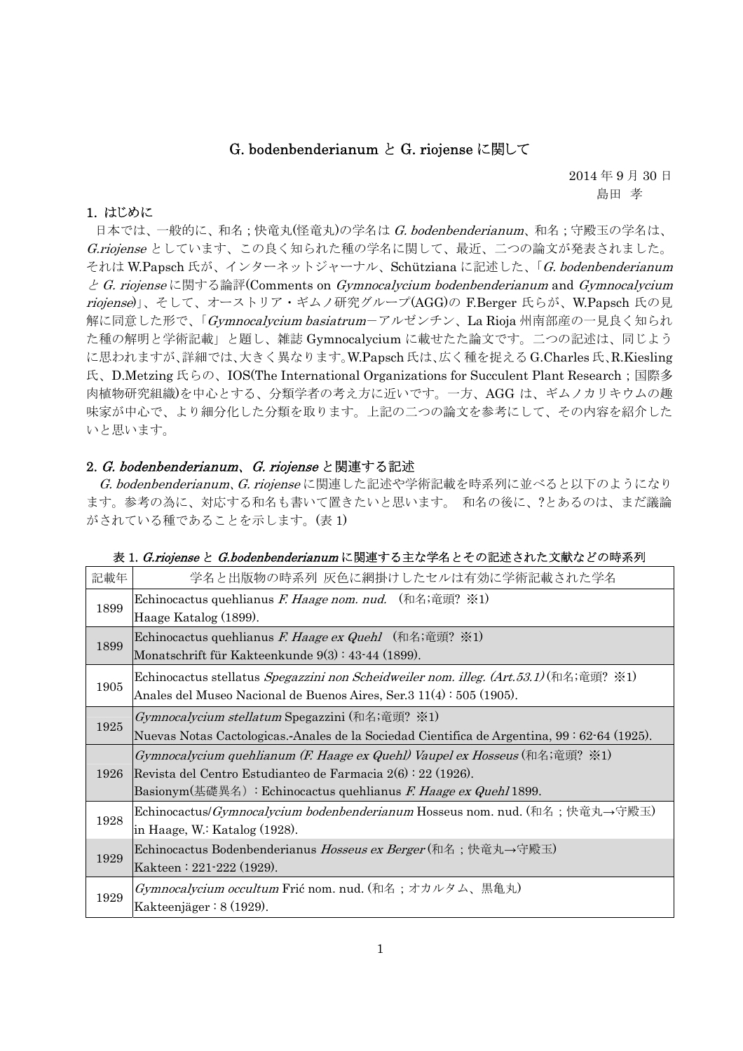# G. bodenbenderianum と G. riojense に関して

2014 年 9 月 30 日
島田 孝

## 1. はじめに

日本では、一般的に、和名；快竜丸(怪竜丸)の学名は *G. bodenbenderianum*、和名；守殿玉の学名は、*G.riojense* としています、この良く知られた種の学名に関して、最近、二つの論文が発表されました。それは W.Papsch 氏が、インターネットジャーナル、Schützianaに記述した、「*G. bodenbenderianum* と *G. riojense* に関する論評(Comments on *Gymnocalycium bodenbenderianum* and *Gymnocalycium riojense*)」、そして、オーストリア・ギムノ研究グループ(AGG)の F.Berger 氏らが、W.Papsch 氏の見解に同意した形で、「*Gymnocalycium basiatrum*－アルゼンチン、La Rioja 州南部産の一見良く知られた種の解明と学術記載」と題し、雑誌 Gymnocalycium に載せた論文です。二つの記述は、同じように思われますが、詳細では、大きく異なります。W.Papsch 氏は、広く種を捉える G.Charles 氏、R.Kiesling 氏、D.Metzing 氏らの、IOS(The International Organizations for Succulent Plant Research；国際多肉植物研究組織)を中心とする、分類学者の考え方に近いです。一方、AGG は、ギムノカリキウムの趣味家が中心で、より細分化した分類を取ります。上記の二つの論文を参考にして、その内容を紹介したいと思います。

## 2. *G. bodenbenderianum*、*G. riojense* と関連する記述

*G. bodenbenderianum*、*G. riojense* に関連した記述や学術記載を時系列に並べると以下のようになります。参考の為に、対応する和名も書いて置きたいと思います。 和名の後に、?とあるのは、まだ議論がされている種であることを示します。(表 1)

表 1. *G.riojense* と *G.bodenbenderianum* に関連する主な学名とその記述された文献などの時系列

| 記載年 | 学名と出版物の時系列 灰色に網掛けしたセルは有効に学術記載された学名 |
|---|---|
| 1899 | Echinocactus quehlianus *F. Haage nom. nud.* （和名;竜頭? ※1）<br>Haage Katalog (1899). |
| 1899 | Echinocactus quehlianus *F. Haage ex Quehl* （和名;竜頭? ※1）<br>Monatschrift für Kakteenkunde 9(3) : 43-44 (1899). |
| 1905 | Echinocactus stellatus *Spegazzini non Scheidweiler nom. illeg. (Art.53.1)* (和名;竜頭? ※1)<br>Anales del Museo Nacional de Buenos Aires, Ser.3 11(4) : 505 (1905). |
| 1925 | *Gymnocalycium stellatum* Spegazzini (和名;竜頭? ※1)<br>Nuevas Notas Cactologicas.-Anales de la Sociedad Cientifica de Argentina, 99 : 62-64 (1925). |
| 1926 | *Gymnocalycium quehlianum (F. Haage ex Quehl) Vaupel ex Hosseus* (和名;竜頭? ※1)<br>Revista del Centro Estudianteo de Farmacia 2(6) : 22 (1926).<br>Basionym(基礎異名)：Echinocactus quehlianus *F. Haage ex Quehl* 1899. |
| 1928 | Echinocactus/*Gymnocalycium bodenbenderianum* Hosseus nom. nud. (和名；快竜丸→守殿玉)<br>in Haage, W.: Katalog (1928). |
| 1929 | Echinocactus Bodenbenderianus *Hosseus ex Berger* (和名；快竜丸→守殿玉)<br>Kakteen : 221-222 (1929). |
| 1929 | *Gymnocalycium occultum* Frić nom. nud. (和名；オカルタム、黒亀丸)<br>Kakteenjäger : 8 (1929). |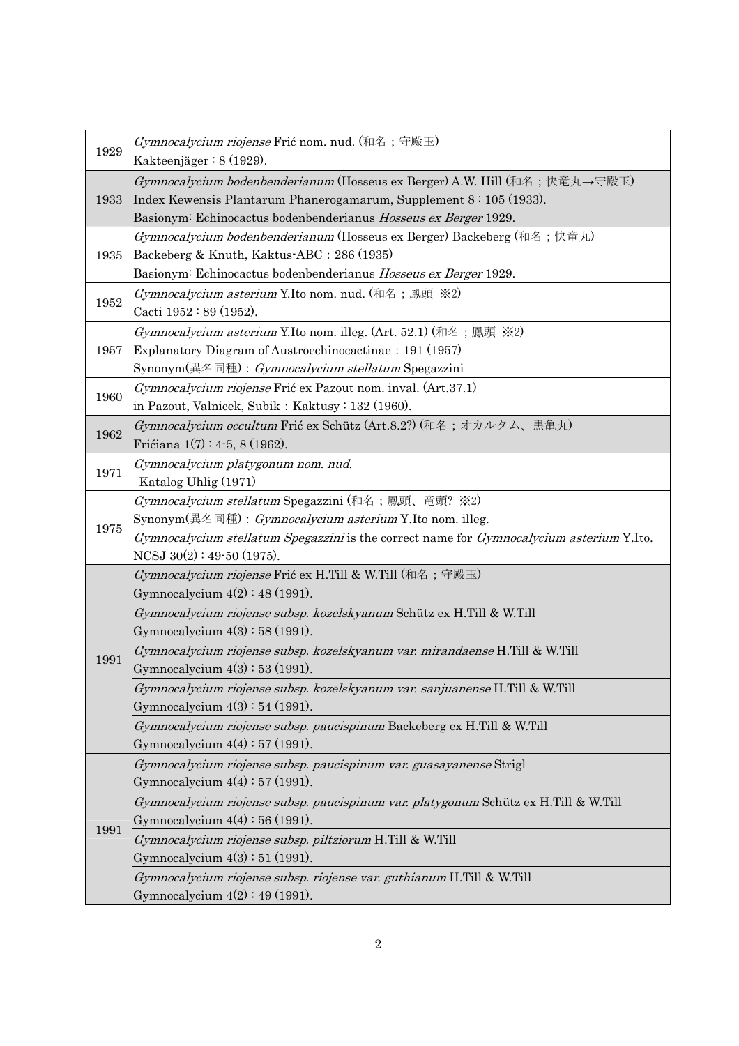| Year | Entry |
|---|---|
| 1929 | *Gymnocalycium riojense* Frić nom. nud. (和名；守殿玉)<br>Kakteenjäger : 8 (1929). |
| 1933 | *Gymnocalycium bodenbenderianum* (Hosseus ex Berger) A.W. Hill (和名；快竜丸→守殿玉)<br>Index Kewensis Plantarum Phanerogamarum, Supplement 8 : 105 (1933).<br>Basionym: Echinocactus bodenbenderianus *Hosseus ex Berger* 1929. |
| 1935 | *Gymnocalycium bodenbenderianum* (Hosseus ex Berger) Backeberg (和名；快竜丸)<br>Backeberg & Knuth, Kaktus-ABC : 286 (1935)<br>Basionym: Echinocactus bodenbenderianus *Hosseus ex Berger* 1929. |
| 1952 | *Gymnocalycium asterium* Y.Ito nom. nud. (和名；鳳頭 ※2)<br>Cacti 1952 : 89 (1952). |
| 1957 | *Gymnocalycium asterium* Y.Ito nom. illeg. (Art. 52.1) (和名；鳳頭 ※2)<br>Explanatory Diagram of Austroechinocactinae : 191 (1957)<br>Synonym(異名同種) : *Gymnocalycium stellatum* Spegazzini |
| 1960 | *Gymnocalycium riojense* Frić ex Pazout nom. inval. (Art.37.1)<br>in Pazout, Valnicek, Subik : Kaktusy : 132 (1960). |
| 1962 | *Gymnocalycium occultum* Frić ex Schütz (Art.8.2?) (和名；オカルタム、黒亀丸)<br>Frićiana 1(7) : 4-5, 8 (1962). |
| 1971 | *Gymnocalycium platygonum nom. nud.*<br>Katalog Uhlig (1971) |
| 1975 | *Gymnocalycium stellatum* Spegazzini (和名；鳳頭、竜頭? ※2)<br>Synonym(異名同種) : *Gymnocalycium asterium* Y.Ito nom. illeg.<br>*Gymnocalycium stellatum Spegazzini* is the correct name for *Gymnocalycium asterium* Y.Ito.<br>NCSJ 30(2) : 49-50 (1975). |
| 1991 | *Gymnocalycium riojense* Frić ex H.Till & W.Till (和名；守殿玉)<br>Gymnocalycium 4(2) : 48 (1991). |
| | *Gymnocalycium riojense subsp. kozelskyanum* Schütz ex H.Till & W.Till<br>Gymnocalycium 4(3) : 58 (1991). |
| | *Gymnocalycium riojense subsp. kozelskyanum var. mirandaense* H.Till & W.Till<br>Gymnocalycium 4(3) : 53 (1991). |
| | *Gymnocalycium riojense subsp. kozelskyanum var. sanjuanense* H.Till & W.Till<br>Gymnocalycium 4(3) : 54 (1991). |
| | *Gymnocalycium riojense subsp. paucispinum* Backeberg ex H.Till & W.Till<br>Gymnocalycium 4(4) : 57 (1991). |
| 1991 | *Gymnocalycium riojense subsp. paucispinum var. guasayanense* Strigl<br>Gymnocalycium 4(4) : 57 (1991). |
| | *Gymnocalycium riojense subsp. paucispinum var. platygonum* Schütz ex H.Till & W.Till<br>Gymnocalycium 4(4) : 56 (1991). |
| | *Gymnocalycium riojense subsp. piltziorum* H.Till & W.Till<br>Gymnocalycium 4(3) : 51 (1991). |
| | *Gymnocalycium riojense subsp. riojense var. guthianum* H.Till & W.Till<br>Gymnocalycium 4(2) : 49 (1991). |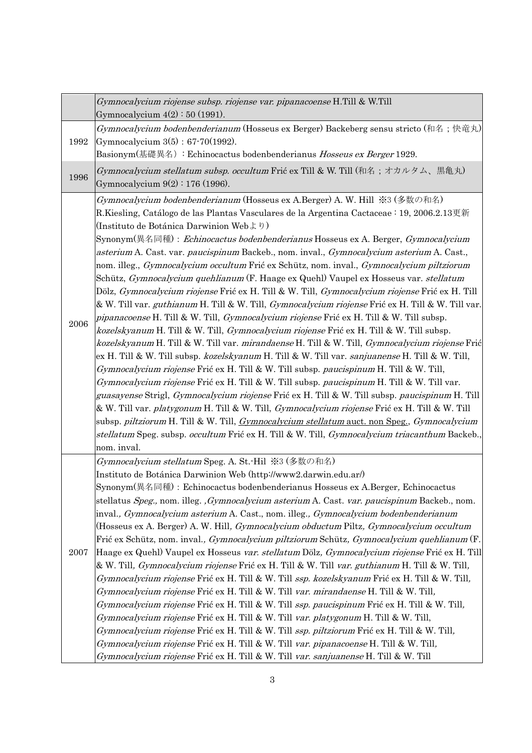| | |
|---|---|
| | *Gymnocalycium riojense subsp. riojense var. pipanacoense* H.Till & W.Till<br>Gymnocalycium 4(2)：50 (1991). |
| 1992 | *Gymnocalycium bodenbenderianum* (Hosseus ex Berger) Backeberg sensu stricto (和名；快竜丸)<br>Gymnocalycium 3(5)：67-70(1992).<br>Basionym(基礎異名)：Echinocactus bodenbenderianus *Hosseus ex Berger* 1929. |
| 1996 | *Gymnocalycium stellatum subsp. occultum* Frić ex Till & W. Till (和名；オカルタム、黒亀丸)<br>Gymnocalycium 9(2)：176 (1996). |
| 2006 | *Gymnocalycium bodenbenderianum* (Hosseus ex A.Berger) A. W. Hill ※3 (多数の和名)<br>R.Kiesling, Catálogo de las Plantas Vasculares de la Argentina Cactaceae：19, 2006.2.13更新 (Instituto de Botánica Darwinion Webより)<br>Synonym(異名同種)：*Echinocactus bodenbenderianus* Hosseus ex A. Berger, *Gymnocalycium asterium* A. Cast. var. *paucispinum* Backeb., nom. inval., *Gymnocalycium asterium* A. Cast., nom. illeg., *Gymnocalycium occultum* Frić ex Schütz, nom. inval., *Gymnocalycium piltziorum* Schütz, *Gymnocalycium quehlianum* (F. Haage ex Quehl) Vaupel ex Hosseus var. *stellatum* Dölz, *Gymnocalycium riojense* Frić ex H. Till & W. Till, *Gymnocalycium riojense* Frić ex H. Till & W. Till var. *guthianum* H. Till & W. Till, *Gymnocalycium riojense* Frić ex H. Till & W. Till var. *pipanacoense* H. Till & W. Till, *Gymnocalycium riojense* Frić ex H. Till & W. Till subsp. *kozelskyanum* H. Till & W. Till, *Gymnocalycium riojense* Frić ex H. Till & W. Till subsp. *kozelskyanum* H. Till & W. Till var. *mirandaense* H. Till & W. Till, *Gymnocalycium riojense* Frić ex H. Till & W. Till subsp. *kozelskyanum* H. Till & W. Till var. *sanjuanense* H. Till & W. Till, *Gymnocalycium riojense* Frić ex H. Till & W. Till subsp. *paucispinum* H. Till & W. Till, *Gymnocalycium riojense* Frić ex H. Till & W. Till subsp. *paucispinum* H. Till & W. Till var. *guasayense* Strigl, *Gymnocalycium riojense* Frić ex H. Till & W. Till subsp. *paucispinum* H. Till & W. Till var. *platygonum* H. Till & W. Till, *Gymnocalycium riojense* Frić ex H. Till & W. Till subsp. *piltziorum* H. Till & W. Till, <u>*Gymnocalycium stellatum* auct. non Speg.</u>, *Gymnocalycium stellatum* Speg. subsp. *occultum* Frić ex H. Till & W. Till, *Gymnocalycium triacanthum* Backeb., nom. inval. |
| 2007 | *Gymnocalycium stellatum* Speg. A. St.-Hil ※3 (多数の和名)<br>Instituto de Botánica Darwinion Web (http://www2.darwin.edu.ar/)<br>Synonym(異名同種)：Echinocactus bodenbenderianus Hosseus ex A.Berger, Echinocactus stellatus *Speg.,* nom. illeg. ,*Gymnocalycium asterium* A. Cast. *var. paucispinum* Backeb., nom. inval., *Gymnocalycium asterium* A. Cast., nom. illeg., *Gymnocalycium bodenbenderianum* (Hosseus ex A. Berger) A. W. Hill, *Gymnocalycium obductum* Piltz, *Gymnocalycium occultum* Frić ex Schütz, nom. inval., *Gymnocalycium piltziorum* Schütz, *Gymnocalycium quehlianum* (F. Haage ex Quehl) Vaupel ex Hosseus *var. stellatum* Dölz, *Gymnocalycium riojense* Frić ex H. Till & W. Till, *Gymnocalycium riojense* Frić ex H. Till & W. Till *var. guthianum* H. Till & W. Till, *Gymnocalycium riojense* Frić ex H. Till & W. Till *ssp. kozelskyanum* Frić ex H. Till & W. Till, *Gymnocalycium riojense* Frić ex H. Till & W. Till *var. mirandaense* H. Till & W. Till, *Gymnocalycium riojense* Frić ex H. Till & W. Till *ssp. paucispinum* Frić ex H. Till & W. Till, *Gymnocalycium riojense* Frić ex H. Till & W. Till *var. platygonum* H. Till & W. Till, *Gymnocalycium riojense* Frić ex H. Till & W. Till *ssp. piltziorum* Frić ex H. Till & W. Till, *Gymnocalycium riojense* Frić ex H. Till & W. Till *var. pipanacoense* H. Till & W. Till, *Gymnocalycium riojense* Frić ex H. Till & W. Till *var. sanjuanense* H. Till & W. Till |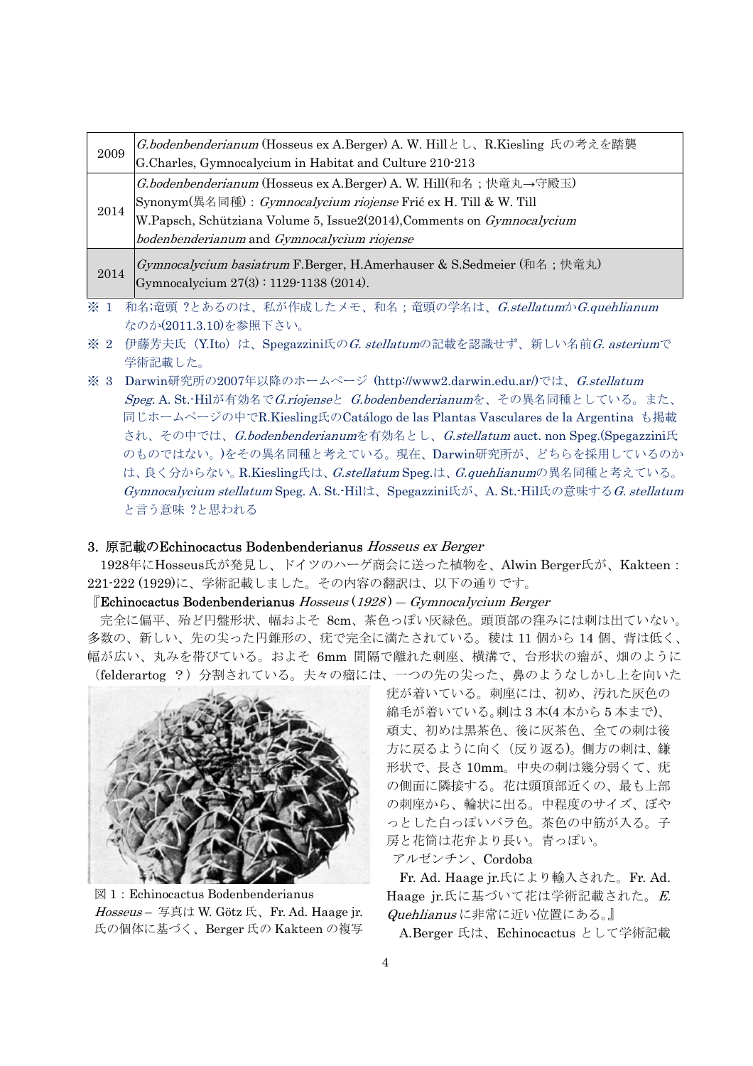| 2009 | *G.bodenbenderianum* (Hosseus ex A.Berger) A. W. Hillとし、R.Kiesling 氏の考えを踏襲<br>G.Charles, Gymnocalycium in Habitat and Culture 210-213 |
|---|---|
| 2014 | *G.bodenbenderianum* (Hosseus ex A.Berger) A. W. Hill(和名；快竜丸→守殿玉)<br>Synonym(異名同種)：*Gymnocalycium riojense* Frić ex H. Till & W. Till<br>W.Papsch, Schütziana Volume 5, Issue2(2014),Comments on *Gymnocalycium bodenbenderianum* and *Gymnocalycium riojense* |
| 2014 | *Gymnocalycium basiatrum* F.Berger, H.Amerhauser & S.Sedmeier (和名；快竜丸)<br>Gymnocalycium 27(3)：1129-1138 (2014). |

※ 1　和名;竜頭 ?とあるのは、私が作成したメモ、和名；竜頭の学名は、*G.stellatum*か*G.quehlianum*なのか(2011.3.10)を参照下さい。

※ 2　伊藤芳夫氏（Y.Ito）は、Spegazzini氏の*G. stellatum*の記載を認識せず、新しい名前*G. asterium*で学術記載した。

※ 3　Darwin研究所の2007年以降のホームページ（http://www2.darwin.edu.ar/)では、*G.stellatum Speg.* A. St.-Hilが有効名で*G.riojense*と *G.bodenbenderianum*を、その異名同種としている。また、同じホームページの中でR.Kiesling氏のCatálogo de las Plantas Vasculares de la Argentina も掲載され、その中では、*G.bodenbenderianum*を有効名とし、*G.stellatum* auct. non Speg.(Spegazzini氏のものではない。)をその異名同種と考えている。現在、Darwin研究所が、どちらを採用しているのかは、良く分からない。R.Kiesling氏は、*G.stellatum* Speg.は、*G.quehlianum*の異名同種と考えている。*Gymnocalycium stellatum* Speg. A. St.-Hilは、Spegazzini氏が、A. St.-Hil氏の意味する*G. stellatum*と言う意味 ?と思われる

### 3. 原記載のEchinocactus Bodenbenderianus *Hosseus ex Berger*

1928年にHosseus氏が発見し、ドイツのハーゲ商会に送った植物を、Alwin Berger氏が、Kakteen：221-222 (1929)に、学術記載しました。その内容の翻訳は、以下の通りです。

『**Echinocactus Bodenbenderianus** *Hosseus*（*1928*）― *Gymnocalycium Berger*

完全に偏平、殆ど円盤形状、幅およそ 8cm、茶色っぽい灰緑色。頭頂部の窪みには刺は出ていない。多数の、新しい、先の尖った円錐形の、疣で完全に満たされている。稜は 11 個から 14 個、背は低く、幅が広い、丸みを帯びている。およそ 6mm 間隔で離れた刺座、横溝で、台形状の瘤が、畑のように（felderartog ？）分割されている。夫々の瘤には、一つの先の尖った、鼻のようなしかし上を向いた疣が着いている。刺座には、初め、汚れた灰色の綿毛が着いている。刺は 3 本(4 本から 5 本まで)、頑丈、初めは黒茶色、後に灰茶色、全ての刺は後方に戻るように向く（反り返る)。側方の刺は、鎌形状で、長さ 10mm。中央の刺は幾分弱くて、疣の側面に隣接する。花は頭頂部近くの、最も上部の刺座から、輪状に出る。中程度のサイズ、ぼやっとした白っぽいバラ色。茶色の中筋が入る。子房と花筒は花弁より長い。青っぽい。

アルゼンチン、Cordoba

Fr. Ad. Haage jr.氏により輸入された。Fr. Ad. Haage jr.氏に基づいて花は学術記載された。*E. Quehlianus* に非常に近い位置にある。』

図 1：Echinocactus Bodenbenderianus *Hosseus* – 写真は W. Götz 氏、Fr. Ad. Haage jr.氏の個体に基づく、Berger 氏の Kakteen の複写

A.Berger 氏は、Echinocactus として学術記載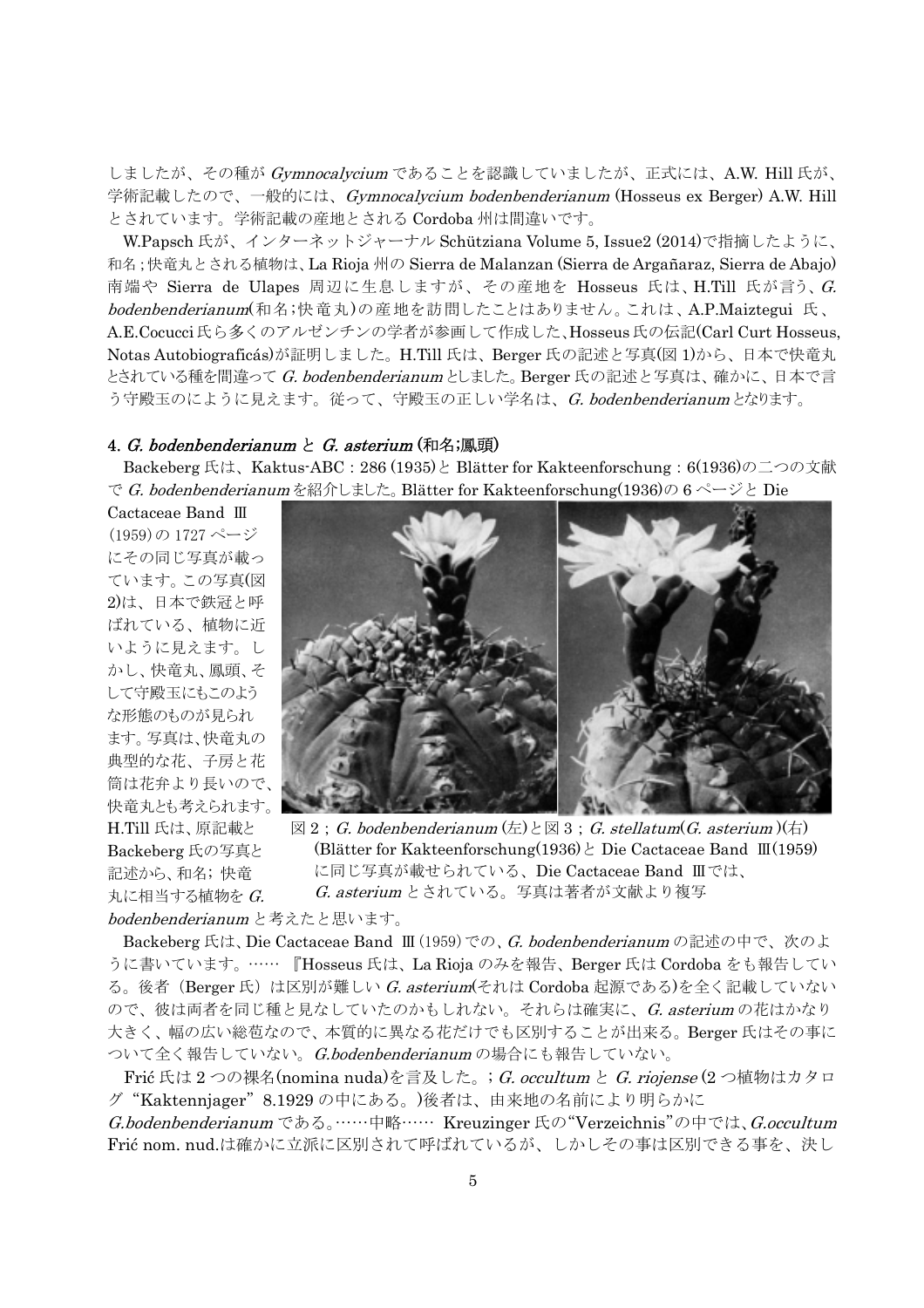しましたが、その種が *Gymnocalycium* であることを認識していましたが、正式には、A.W. Hill 氏が、学術記載したので、一般的には、*Gymnocalycium bodenbenderianum* (Hosseus ex Berger) A.W. Hill とされています。学術記載の産地とされる Cordoba 州は間違いです。

W.Papsch 氏が、インターネットジャーナル Schützziana Volume 5, Issue2 (2014)で指摘したように、和名;快竜丸とされる植物は、La Rioja 州の Sierra de Malanzan (Sierra de Argañaraz, Sierra de Abajo)南端や Sierra de Ulapes 周辺に生息しますが、その産地を Hosseus 氏は、H.Till 氏が言う、*G. bodenbenderianum*(和名;快竜丸)の産地を訪問したことはありません。これは、A.P.Maiztegui 氏、A.E.Cocucci 氏ら多くのアルゼンチンの学者が参画して作成した、Hosseus 氏の伝記(Carl Curt Hosseus, Notas Autobiograficás)が証明しました。H.Till 氏は、Berger 氏の記述と写真(図 1)から、日本で快竜丸とされている種を間違って *G. bodenbenderianum* としました。Berger 氏の記述と写真は、確かに、日本で言う守殿玉のにように見えます。従って、守殿玉の正しい学名は、*G. bodenbenderianum* となります。

## 4. *G. bodenbenderianum* と *G. asterium* (和名;鳳頭)

Backeberg 氏は、Kaktus-ABC : 286 (1935)と Blätter for Kakteenforschung : 6(1936)の二つの文献で *G. bodenbenderianum* を紹介しました。Blätter for Kakteenforschung(1936)の 6 ページと Die Cactaceae Band Ⅲ (1959)の 1727 ページにその同じ写真が載っています。この写真(図 2)は、日本で鉄冠と呼ばれている、植物に近いように見えます。しかし、快竜丸、鳳頭、そして守殿玉にもこのような形態のものが見られます。写真は、快竜丸の典型的な花、子房と花筒は花弁より長いので、快竜丸とも考えられます。H.Till 氏は、原記載と Backeberg 氏の写真と記述から、和名; 快竜丸に相当する植物を *G. bodenbenderianum* と考えたと思います。

図 2 ; *G. bodenbenderianum* (左)と図 3 ; *G. stellatum*(*G. asterium* )(右)
(Blätter for Kakteenforschung(1936)と Die Cactaceae Band Ⅲ(1959)に同じ写真が載せられている、Die Cactaceae Band Ⅲでは、*G. asterium* とされている。写真は著者が文献より複写

Backeberg 氏は、Die Cactaceae Band Ⅲ (1959)での、*G. bodenbenderianum* の記述の中で、次のように書いています。…… 『Hosseus 氏は、La Rioja のみを報告、Berger 氏は Cordoba をも報告している。後者（Berger 氏）は区別が難しい *G. asterium*(それは Cordoba 起源である)を全く記載していないので、彼は両者を同じ種と見なしていたのかもしれない。それらは確実に、*G. asterium* の花はかなり大きく、幅の広い総苞なので、本質的に異なる花だけでも区別することが出来る。Berger 氏はその事について全く報告していない。*G.bodenbenderianum* の場合にも報告していない。

Frić 氏は 2 つの裸名(nomina nuda)を言及した。; *G. occultum* と *G. riojense* (2 つ植物はカタログ "Kaktennjager" 8.1929 の中にある。)後者は、由来地の名前により明らかに *G.bodenbenderianum* である。……中略…… Kreuzinger 氏の"Verzeichnis"の中では、*G.occultum* Frić nom. nud.は確かに立派に区別されて呼ばれているが、しかしその事は区別できる事を、決し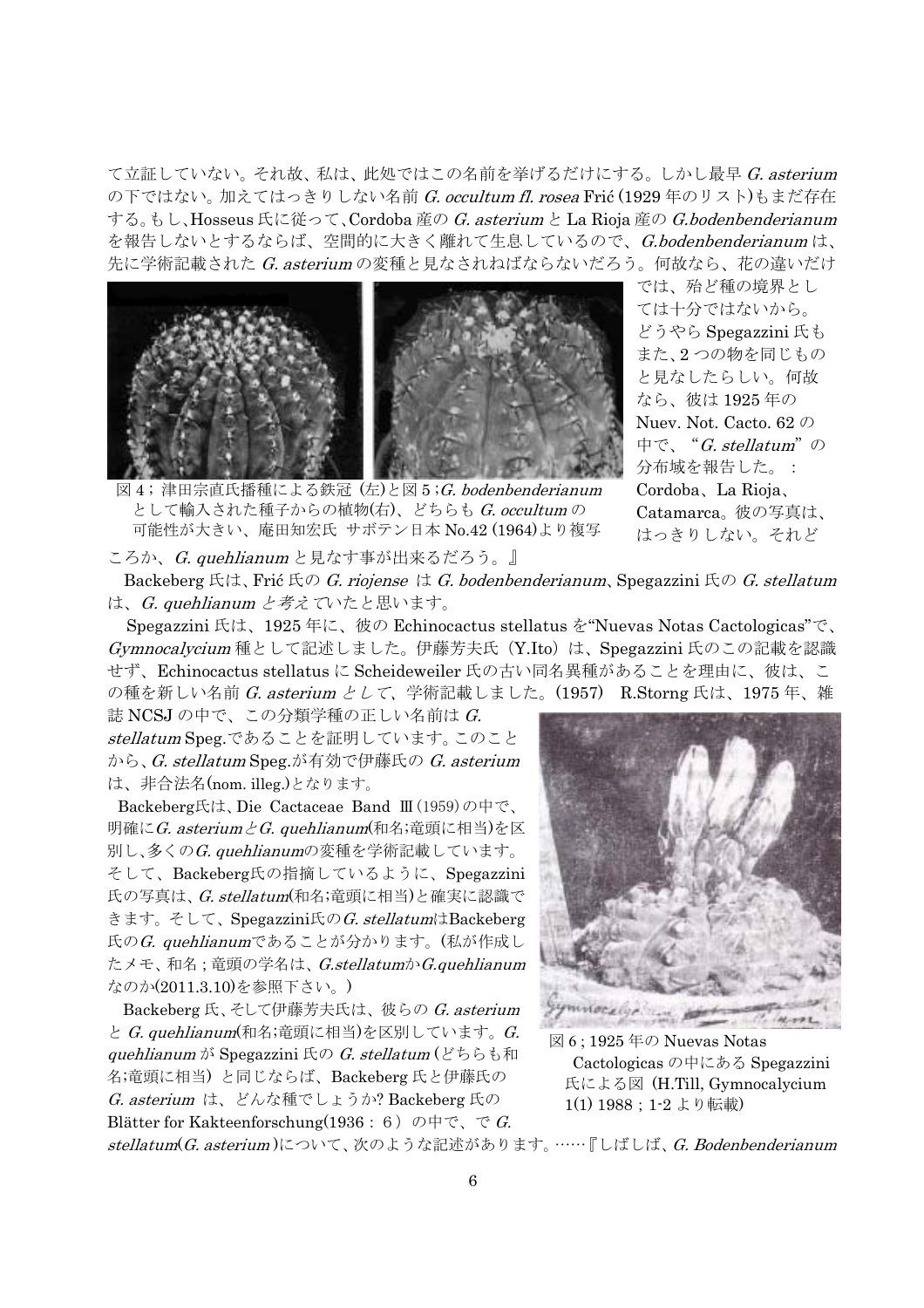て立証していない。それ故、私は、此処ではこの名前を挙げるだけにする。しかし最早 *G. asterium* の下ではない。加えてはっきりしない名前 *G. occultum fl. rosea* Frić（1929 年のリスト)もまだ存在する。もし、Hosseus 氏に従って、Cordoba 産の *G. asterium* と La Rioja 産の *G.bodenbenderianum* を報告しないとするならば、空間的に大きく離れて生息しているので、*G.bodenbenderianum* は、先に学術記載された *G. asterium* の変種と見なされねばならないだろう。何故なら、花の違いだけでは、殆ど種の境界としては十分ではないから。どうやら Spegazzini 氏もまた、2 つの物を同じものと見なしたらしい。何故なら、彼は 1925 年の Nuev. Not. Cacto. 62 の中で、“*G. stellatum*”の分布域を報告した。：Cordoba、La Rioja、Catamarca。彼の写真は、はっきりしない。それどころか、*G. quehlianum* と見なす事が出来るだろう。』

図 4；津田宗直氏播種による鉄冠 (左)と図 5；*G. bodenbenderianum* として輸入された種子からの植物(右)、どちらも *G. occultum* の可能性が大きい、庵田知宏氏 サボテン日本 No.42 (1964)より複写

Backeberg 氏は、Frić 氏の *G. riojense* は *G. bodenbenderianum*、Spegazzini 氏の *G. stellatum* は、*G. quehlianum* と考えていたと思います。

Spegazzini 氏は、1925 年に、彼の Echinocactus stellatus を“Nuevas Notas Cactologicas”で、*Gymnocalycium* 種として記述しました。伊藤芳夫氏（Y.Ito）は、Spegazzini 氏のこの記載を認識せず、Echinocactus stellatus に Scheideweiler 氏の古い同名異種があることを理由に、彼は、この種を新しい名前 *G. asterium* として、学術記載しました。(1957)　R.Storng 氏は、1975 年、雑誌 NCSJ の中で、この分類学種の正しい名前は *G. stellatum* Speg.であることを証明しています。このことから、*G. stellatum* Speg.が有効で伊藤氏の *G. asterium* は、非合法名(nom. illeg.)となります。

Backeberg氏は、Die Cactaceae Band Ⅲ(1959)の中で、明確に*G. asterium*と*G. quehlianum*(和名;竜頭に相当)を区別し、多くの*G. quehlianum*の変種を学術記載しています。そして、Backeberg氏の指摘しているように、Spegazzini 氏の写真は、*G. stellatum*(和名;竜頭に相当)と確実に認識できます。そして、Spegazzini氏の*G. stellatum*はBackeberg氏の*G. quehlianum*であることが分かります。(私が作成したメモ、和名；竜頭の学名は、*G.stellatum*か*G.quehlianum*なのか(2011.3.10)を参照下さい。)

Backeberg 氏、そして伊藤芳夫氏は、彼らの *G. asterium* と *G. quehlianum*(和名;竜頭に相当)を区別しています。*G. quehlianum* が Spegazzini 氏の *G. stellatum*（どちらも和名;竜頭に相当）と同じならば、Backeberg 氏と伊藤氏の *G. asterium* は、どんな種でしょうか? Backeberg 氏の Blätter for Kakteenforschung(1936：６）の中で、で *G. stellatum*(*G. asterium*)について、次のような記述があります。……『しばしば、*G. Bodenbenderianum*

図 6；1925 年の Nuevas Notas Cactologicas の中にある Spegazzini 氏による図（H.Till, Gymnocalycium 1(1) 1988；1-2 より転載）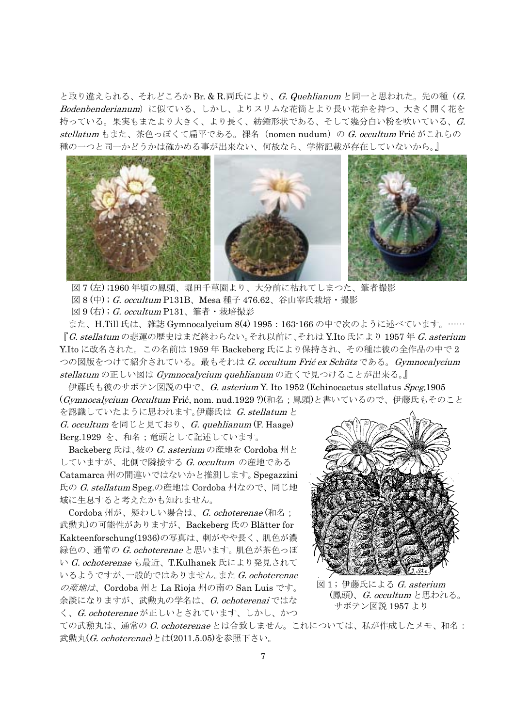と取り違えられる、それどころか Br. & R.両氏により、*G. Quehlianum* と同一と思われた。先の種（*G. Bodenbenderianum*）に似ている、しかし、よりスリムな花筒とより長い花弁を持つ、大きく開く花を持っている。果実もまたより大きく、より長く、紡錘形状である、そして幾分白い粉を吹いている、*G. stellatum* もまた、茶色っぽくて扁平である。裸名（nomen nudum）の *G. occultum* Frić がこれらの種の一つと同一かどうかは確かめる事が出来ない、何故なら、学術記載が存在していないから。』

図 7 (左)；1960 年頃の鳳頭、堀田千草園より、大分前に枯れてしまつた、筆者撮影
図 8 (中)；*G. occultum* P131B、Mesa 種子 476.62、谷山宰氏栽培・撮影
図 9 (右)；*G. occultum* P131、筆者・栽培撮影

また、H.Till 氏は、雑誌 Gymnocalycium 8(4) 1995：163-166 の中で次のように述べています。……『*G. stellatum* の悲運の歴史はまだ終わらない。それ以前に、それは Y.Ito 氏により 1957 年 *G. asterium* Y.Ito に改名された。この名前は 1959 年 Backeberg 氏により保持され、その種は彼の全作品の中で 2 つの図版をつけて紹介されている。最もそれは *G. occultum Frić ex Schütz* である。*Gymnocalycium stellatum* の正しい図は *Gymnocalycium quehlianum* の近くで見つけることが出来る。』

伊藤氏も彼のサボテン図説の中で、*G. asterium* Y. Ito 1952 (Echinocactus stellatus *Speg.*1905 (*Gymnocalycium Occultum* Frić, nom. nud.1929 ?)(和名；鳳頭)と書いているので、伊藤氏もそのことを認識していたように思われます。伊藤氏は *G. stellatum* と *G. occultum* を同じと見ており、*G. quehlianum* (F. Haage) Berg.1929 を、和名；竜頭として記述しています。

Backeberg 氏は、彼の *G. asterium* の産地を Cordoba 州としていますが、北側で隣接する *G. occultum* の産地である Catamarca 州の間違いではないかと推測します。Spegazzini 氏の *G. stellatum* Speg.の産地は Cordoba 州なので、同じ地域に生息すると考えたかも知れません。

Cordoba 州が、疑わしい場合は、*G. ochoterenae* (和名；武勲丸)の可能性がありますが、Backeberg 氏の Blätter for Kakteenforschung(1936)の写真は、刺がやや長く、肌色が濃緑色の、通常の *G. ochoterenae* と思います。肌色が茶色っぽい *G. ochoterenae* も最近、T.Kulhanek 氏により発見されているようですが、一般的ではありません。また *G. ochoterenae の産地は*、Cordoba 州と La Rioja 州の南の San Luis です。余談になりますが、武勲丸の学名は、*G. ochoterenai* ではなく、*G. ochoterenae* が正しいとされています、しかし、かつての武勲丸は、通常の *G. ochoterenae* とは合致しません。これについては、私が作成したメモ、和名：武勲丸(*G. ochoterenae*)とは(2011.5.05)を参照下さい。

図 1；伊藤氏による *G. asterium* (鳳頭)、*G. occultum* と思われる。サボテン図説 1957 より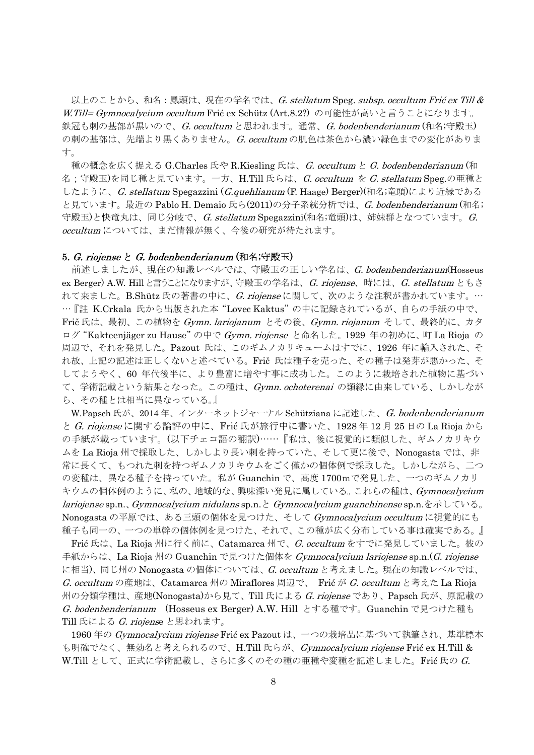以上のことから、和名：鳳頭は、現在の学名では、*G. stellatum* Speg. *subsp. occultum Frić ex Till & W.Till= Gymnocalycium occultum* Frić ex Schütz (Art.8.2?) の可能性が高いと言うことになります。鉄冠も刺の基部が黒いので、*G. occultum* と思われます。通常、*G. bodenbenderianum* (和名;守殿玉)の刺の基部は、先端より黒くありません。*G. occultum* の肌色は茶色から濃い緑色までの変化があります。

種の概念を広く捉える G.Charles 氏や R.Kiesling 氏は、*G. occultum* と *G. bodenbenderianum* (和名；守殿玉)を同じ種と見ています。一方、H.Till 氏らは、*G. occultum* を *G. stellatum* Speg.の亜種としたように、*G. stellatum* Spegazzini (*G.quehlianum* (F. Haage) Berger)(和名;竜頭)により近縁であると見ています。最近の Pablo H. Demaio 氏ら(2011)の分子系統分析では、*G. bodenbenderianum* (和名;守殿玉)と快竜丸は、同じ分岐で、*G. stellatum* Spegazzini(和名;竜頭)は、姉妹群となつています。*G. occultum* については、まだ情報が無く、今後の研究が待たれます。

### 5. *G. riojense* と *G. bodenbenderianum* (和名;守殿玉)

前述しましたが、現在の知識レベルでは、守殿玉の正しい学名は、*G. bodenbenderianum*(Hosseus ex Berger) A.W. Hill と言うことになりますが、守殿玉の学名は、*G. riojense*、時には、*G. stellatum* ともされて来ました。B.Shütz 氏の著書の中に、*G. riojense* に関して、次のような注釈が書かれています。……『註 K.Crkala 氏から出版された本 "Lovec Kaktus" の中に記録されているが、自らの手紙の中で、Frič 氏は、最初、この植物を *Gymn. lariojanum* とその後、*Gymn. riojanum* そして、最終的に、カタログ "Kakteenjäger zu Hause" の中で *Gymn. riojense* と命名した。1929 年の初めに、町 La Rioja の周辺で、それを発見した。Pazout 氏は、このギムノカリキュームはすでに、1926 年に輸入された、それ故、上記の記述は正しくないと述べている。Frič 氏は種子を売った、その種子は発芽が悪かった、そしてようやく、60 年代後半に、より豊富に増やす事に成功した。このように栽培された植物に基づいて、学術記載という結果となった。この種は、*Gymn. ochoterenai* の類縁に由来している、しかしながら、その種とは相当に異なっている。』

W.Papsch 氏が、2014 年、インターネットジャーナル Schütziana に記述した、*G. bodenbenderianum* と *G. riojense* に関する論評の中に、Frić 氏が旅行中に書いた、1928 年 12 月 25 日の La Rioja からの手紙が載っています。(以下チェコ語の翻訳)……『私は、後に視覚的に類似した、ギムノカリキウムを La Rioja 州で採取した、しかしより長い刺を持っていた、そして更に後で、Nonogasta では、非常に長くて、もつれた刺を持つギムノカリキウムをごく僅かの個体例で採取した。しかしながら、二つの変種は、異なる種子を持っていた。私が Guanchin で、高度 1700m で発見した、一つのギムノカリキウムの個体例のように、私の、地域的な、興味深い発見に属している。これらの種は、*Gymnocalycium lariojense* sp.n.、*Gymnocalycium nidulans* sp.n.と *Gymnocalycium guanchinense* sp.n.を示している。Nonogasta の平原では、ある三頭の個体を見つけた、そして *Gymnocalycium occultum* に視覚的にも種子も同一の、一つの単幹の個体例を見つけた、それで、この種が広く分布している事は確実である。』

Frić 氏は、La Rioja 州に行く前に、Catamarca 州で、*G. occultum* をすでに発見していました。彼の手紙からは、La Rioja 州の Guanchin で見つけた個体を *Gymnocalycium lariojense* sp.n.(*G. riojense* に相当)、同じ州の Nonogasta の個体については、*G. occultum* と考えました。現在の知識レベルでは、*G. occultum* の産地は、Catamarca 州の Miraflores 周辺で、 Frić が *G. occultum* と考えた La Rioja 州の分類学種は、産地(Nonogasta)から見て、Till 氏による *G. riojense* であり、Papsch 氏が、原記載の *G. bodenbenderianum* (Hosseus ex Berger) A.W. Hill とする種です。Guanchin で見つけた種も Till 氏による *G. riojense* と思われます。

1960 年の *Gymnocalycium riojense* Frić ex Pazout は、一つの栽培品に基づいて執筆され、基準標本も明確でなく、無効名と考えられるので、H.Till 氏らが、*Gymnocalycium riojense* Frić ex H.Till & W.Till として、正式に学術記載し、さらに多くのその種の亜種や変種を記述しました。Frić 氏の *G.*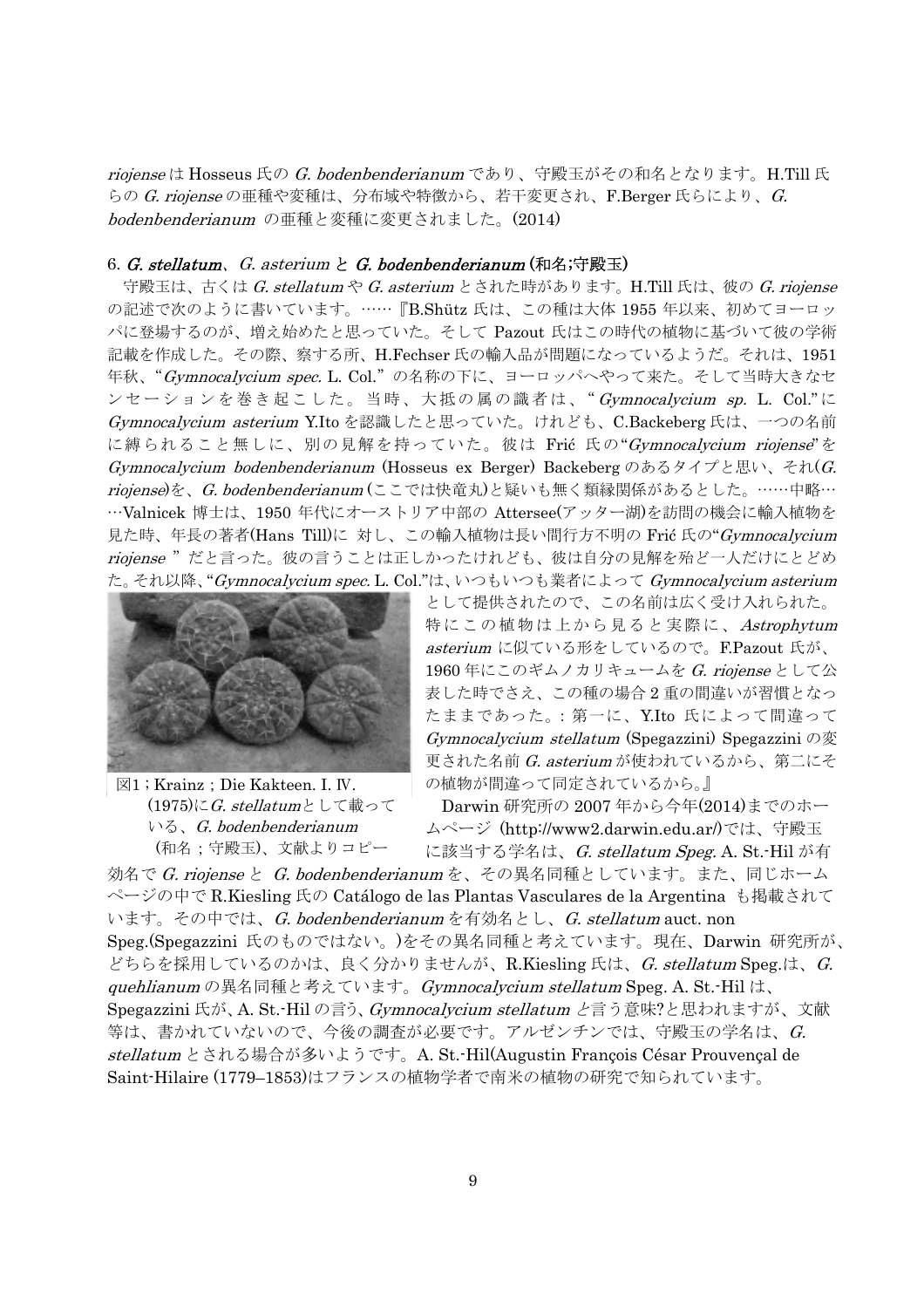*riojense* は Hosseus 氏の *G. bodenbenderianum* であり、守殿玉がその和名となります。H.Till 氏らの *G. riojense* の亜種や変種は、分布域や特徴から、若干変更され、F.Berger 氏らにより、*G. bodenbenderianum* の亜種と変種に変更されました。(2014)

### 6. *G. stellatum*、*G. asterium* と *G. bodenbenderianum* (和名;守殿玉)

守殿玉は、古くは *G. stellatum* や *G. asterium* とされた時があります。H.Till 氏は、彼の *G. riojense* の記述で次のように書いています。……『B.Shütz 氏は、この種は大体 1955 年以来、初めてヨーロッパに登場するのが、増え始めたと思っていた。そして Pazout 氏はこの時代の植物に基づいて彼の学術記載を作成した。その際、察する所、H.Fechser 氏の輸入品が問題になっているようだ。それは、1951 年秋、"*Gymnocalycium spec.* L. Col." の名称の下に、ヨーロッパへやって来た。そして当時大きなセンセーションを巻き起こした。当時、大抵の属の識者は、"*Gymnocalycium sp.* L. Col."に *Gymnocalycium asterium* Y.Ito を認識したと思っていた。けれども、C.Backeberg 氏は、一つの名前に縛られること無しに、別の見解を持っていた。彼は Frić 氏の"*Gymnocalycium riojense*"を *Gymnocalycium bodenbenderianum* (Hosseus ex Berger) Backeberg のあるタイプと思い、それ(*G. riojense*)を、*G. bodenbenderianum* (ここでは快竜丸)と疑いも無く類縁関係があるとした。……中略……Valnicek 博士は、1950 年代にオーストリア中部の Attersee(アッター湖)を訪問の機会に輸入植物を見た時、年長の著者(Hans Till)に 対し、この輸入植物は長い間行方不明の Frić 氏の"*Gymnocalycium riojense* " だと言った。彼の言うことは正しかったけれども、彼は自分の見解を殆ど一人だけにとどめた。それ以降、"*Gymnocalycium spec.* L. Col."は、いつもいつも業者によって *Gymnocalycium asterium* として提供されたので、この名前は広く受け入れられた。特にこの植物は上から見ると実際に、*Astrophytum asterium* に似ている形をしているので。F.Pazout 氏が、1960 年にこのギムノカリキュームを *G. riojense* として公表した時でさえ、この種の場合 2 重の間違いが習慣となったままであった。: 第一に、Y.Ito 氏によって間違って *Gymnocalycium stellatum* (Spegazzini) Spegazzini の変更された名前 *G. asterium* が使われているから、第二にその植物が間違って同定されているから。』

図1 ; Krainz ; Die Kakteen. I. Ⅳ. (1975)に*G. stellatum*として載っている、*G. bodenbenderianum* (和名 ; 守殿玉)、文献よりコピー

Darwin 研究所の 2007 年から今年(2014)までのホームページ (http://www2.darwin.edu.ar/)では、守殿玉に該当する学名は、*G. stellatum Speg.* A. St.-Hil が有効名で *G. riojense* と *G. bodenbenderianum* を、その異名同種としています。また、同じホームページの中で R.Kiesling 氏の Catálogo de las Plantas Vasculares de la Argentina も掲載されています。その中では、*G. bodenbenderianum* を有効名とし、*G. stellatum* auct. non Speg.(Spegazzini 氏のものではない。)をその異名同種と考えています。現在、Darwin 研究所が、どちらを採用しているのかは、良く分かりませんが、R.Kiesling 氏は、*G. stellatum* Speg.は、*G. quehlianum* の異名同種と考えています。*Gymnocalycium stellatum* Speg. A. St.-Hil は、Spegazzini 氏が、A. St.-Hil の言う、*Gymnocalycium stellatum* と言う意味?と思われますが、文献等は、書かれていないので、今後の調査が必要です。アルゼンチンでは、守殿玉の学名は、*G. stellatum* とされる場合が多いようです。A. St.-Hil(Augustin François César Prouvençal de Saint-Hilaire (1779–1853)はフランスの植物学者で南米の植物の研究で知られています。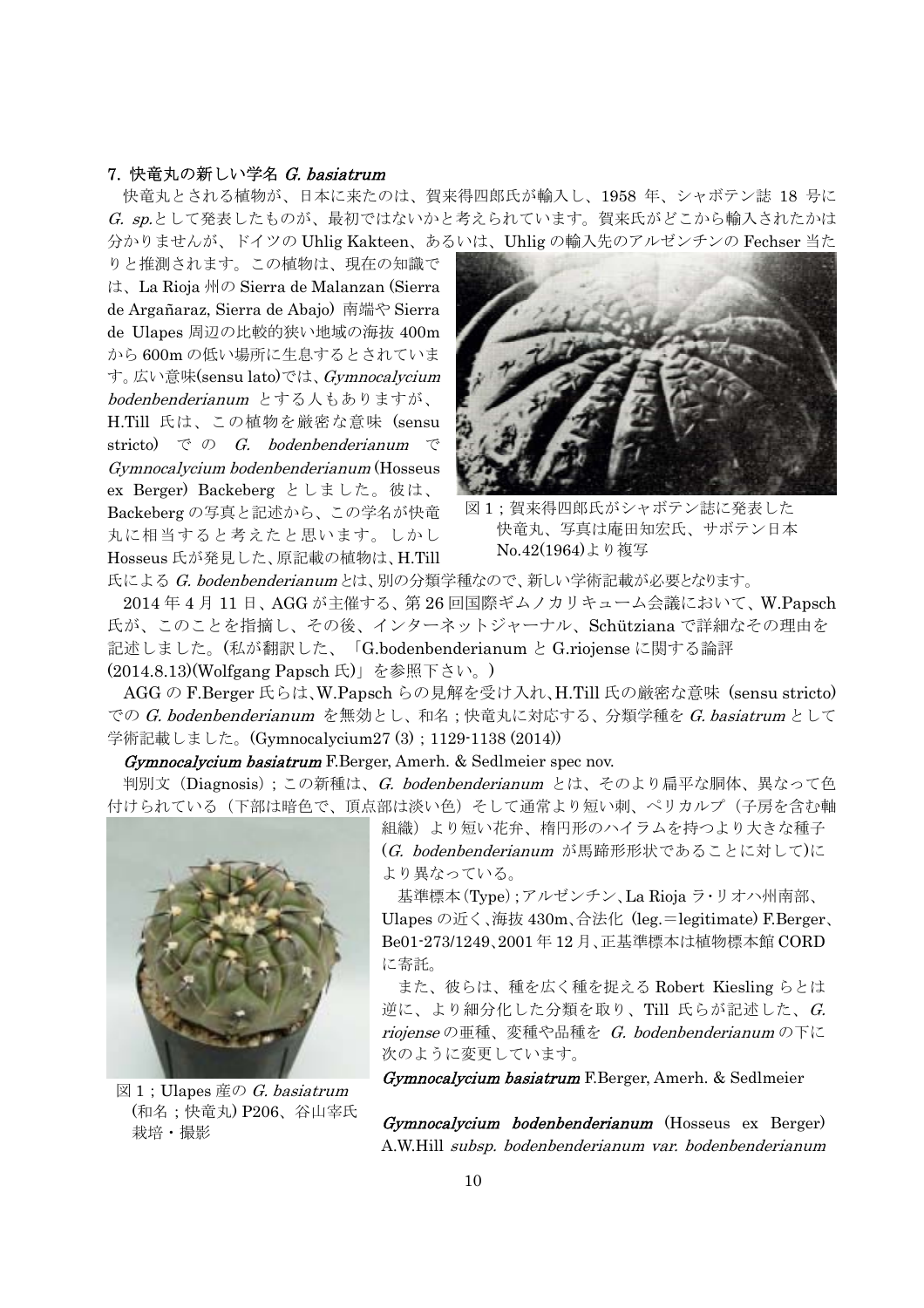## 7. 快竜丸の新しい学名 *G. basiatrum*

快竜丸とされる植物が、日本に来たのは、賀来得四郎氏が輸入し、1958 年、シャボテン誌 18 号に *G. sp.*として発表したものが、最初ではないかと考えられています。賀来氏がどこから輸入されたかは分かりませんが、ドイツの Uhlig Kakteen、あるいは、Uhlig の輸入先のアルゼンチンの Fechser 当たりと推測されます。この植物は、現在の知識では、La Rioja 州の Sierra de Malanzan (Sierra de Argañaraz, Sierra de Abajo) 南端や Sierra de Ulapes 周辺の比較的狭い地域の海抜 400m から 600m の低い場所に生息するとされています。広い意味(sensu lato)では、*Gymnocalycium bodenbenderianum* とする人もありますが、H.Till 氏は、この植物を厳密な意味（sensu stricto）での *G. bodenbenderianum* で *Gymnocalycium bodenbenderianum* (Hosseus ex Berger) Backeberg としました。彼は、Backeberg の写真と記述から、この学名が快竜丸に相当すると考えたと思います。しかし Hosseus 氏が発見した、原記載の植物は、H.Till 氏による *G. bodenbenderianum* とは、別の分類学種なので、新しい学術記載が必要となります。

図 1；賀来得四郎氏がシャボテン誌に発表した快竜丸、写真は庵田知宏氏、サボテン日本 No.42(1964)より複写

2014 年 4 月 11 日、AGG が主催する、第 26 回国際ギムノカリキューム会議において、W.Papsch 氏が、このことを指摘し、その後、インターネットジャーナル、Schütziana で詳細なその理由を記述しました。(私が翻訳した、「G.bodenbenderianum と G.riojense に関する論評 (2014.8.13)(Wolfgang Papsch 氏)」を参照下さい。)

AGG の F.Berger 氏らは、W.Papsch らの見解を受け入れ、H.Till 氏の厳密な意味（sensu stricto）での *G. bodenbenderianum* を無効とし、和名；快竜丸に対応する、分類学種を *G. basiatrum* として学術記載しました。(Gymnocalycium27 (3)；1129-1138 (2014))

***Gymnocalycium basiatrum*** F.Berger, Amerh. & Sedlmeier spec nov.

判別文（Diagnosis）; この新種は、*G. bodenbenderianum* とは、そのより扁平な胴体、異なって色付けられている（下部は暗色で、頂点部は淡い色）そして通常より短い刺、ペリカルプ（子房を含む軸組織）より短い花弁、楕円形のハイラムを持つより大きな種子 (*G. bodenbenderianum* が馬蹄形形状であることに対して)により異なっている。

基準標本(Type)；アルゼンチン、La Rioja ラ・リオハ州南部、Ulapes の近く、海抜 430m、合法化（leg.＝legitimate）F.Berger、Be01-273/1249、2001 年 12 月、正基準標本は植物標本館 CORD に寄託。

また、彼らは、種を広く種を捉える Robert Kiesling らとは逆に、より細分化した分類を取り、Till 氏らが記述した、*G. riojense* の亜種、変種や品種を *G. bodenbenderianum* の下に次のように変更しています。

図 1；Ulapes 産の *G. basiatrum* (和名；快竜丸) P206、谷山宰氏栽培・撮影

***Gymnocalycium basiatrum*** F.Berger, Amerh. & Sedlmeier

***Gymnocalycium bodenbenderianum*** (Hosseus ex Berger) A.W.Hill *subsp. bodenbenderianum var. bodenbenderianum*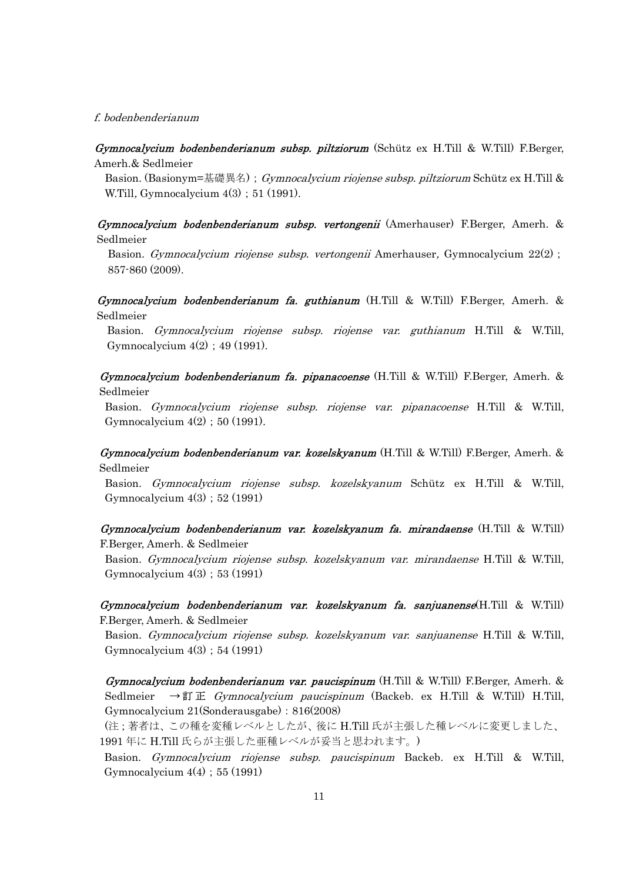*f. bodenbenderianum*

***Gymnocalycium bodenbenderianum subsp. piltziorum*** (Schütz ex H.Till & W.Till) F.Berger, Amerh.& Sedlmeier

Basion. (Basionym=基礎異名) ; *Gymnocalycium riojense subsp. piltziorum* Schütz ex H.Till & W.Till, Gymnocalycium 4(3) ; 51 (1991).

***Gymnocalycium bodenbenderianum subsp. vertongenii*** (Amerhauser) F.Berger, Amerh. & Sedlmeier

Basion. *Gymnocalycium riojense subsp. vertongenii* Amerhauser, Gymnocalycium 22(2) ; 857-860 (2009).

***Gymnocalycium bodenbenderianum fa. guthianum*** (H.Till & W.Till) F.Berger, Amerh. & Sedlmeier

Basion. *Gymnocalycium riojense subsp. riojense var. guthianum* H.Till & W.Till, Gymnocalycium 4(2) ; 49 (1991).

***Gymnocalycium bodenbenderianum fa. pipanacoense*** (H.Till & W.Till) F.Berger, Amerh. & Sedlmeier

Basion. *Gymnocalycium riojense subsp. riojense var. pipanacoense* H.Till & W.Till, Gymnocalycium 4(2) ; 50 (1991).

***Gymnocalycium bodenbenderianum var. kozelskyanum*** (H.Till & W.Till) F.Berger, Amerh. & Sedlmeier

Basion. *Gymnocalycium riojense subsp. kozelskyanum* Schütz ex H.Till & W.Till, Gymnocalycium 4(3) ; 52 (1991)

***Gymnocalycium bodenbenderianum var. kozelskyanum fa. mirandaense*** (H.Till & W.Till) F.Berger, Amerh. & Sedlmeier

Basion. *Gymnocalycium riojense subsp. kozelskyanum var. mirandaense* H.Till & W.Till, Gymnocalycium 4(3) ; 53 (1991)

***Gymnocalycium bodenbenderianum var. kozelskyanum fa. sanjuanense***(H.Till & W.Till) F.Berger, Amerh. & Sedlmeier

Basion. *Gymnocalycium riojense subsp. kozelskyanum var. sanjuanense* H.Till & W.Till, Gymnocalycium 4(3) ; 54 (1991)

***Gymnocalycium bodenbenderianum var. paucispinum*** (H.Till & W.Till) F.Berger, Amerh. & Sedlmeier →訂正 *Gymnocalycium paucispinum* (Backeb. ex H.Till & W.Till) H.Till, Gymnocalycium 21(Sonderausgabe) : 816(2008)

(注 ; 著者は、この種を変種レベルとしたが、後に H.Till 氏が主張した種レベルに変更しました、1991 年に H.Till 氏らが主張した亜種レベルが妥当と思われます。)

Basion. *Gymnocalycium riojense subsp. paucispinum* Backeb. ex H.Till & W.Till, Gymnocalycium 4(4) ; 55 (1991)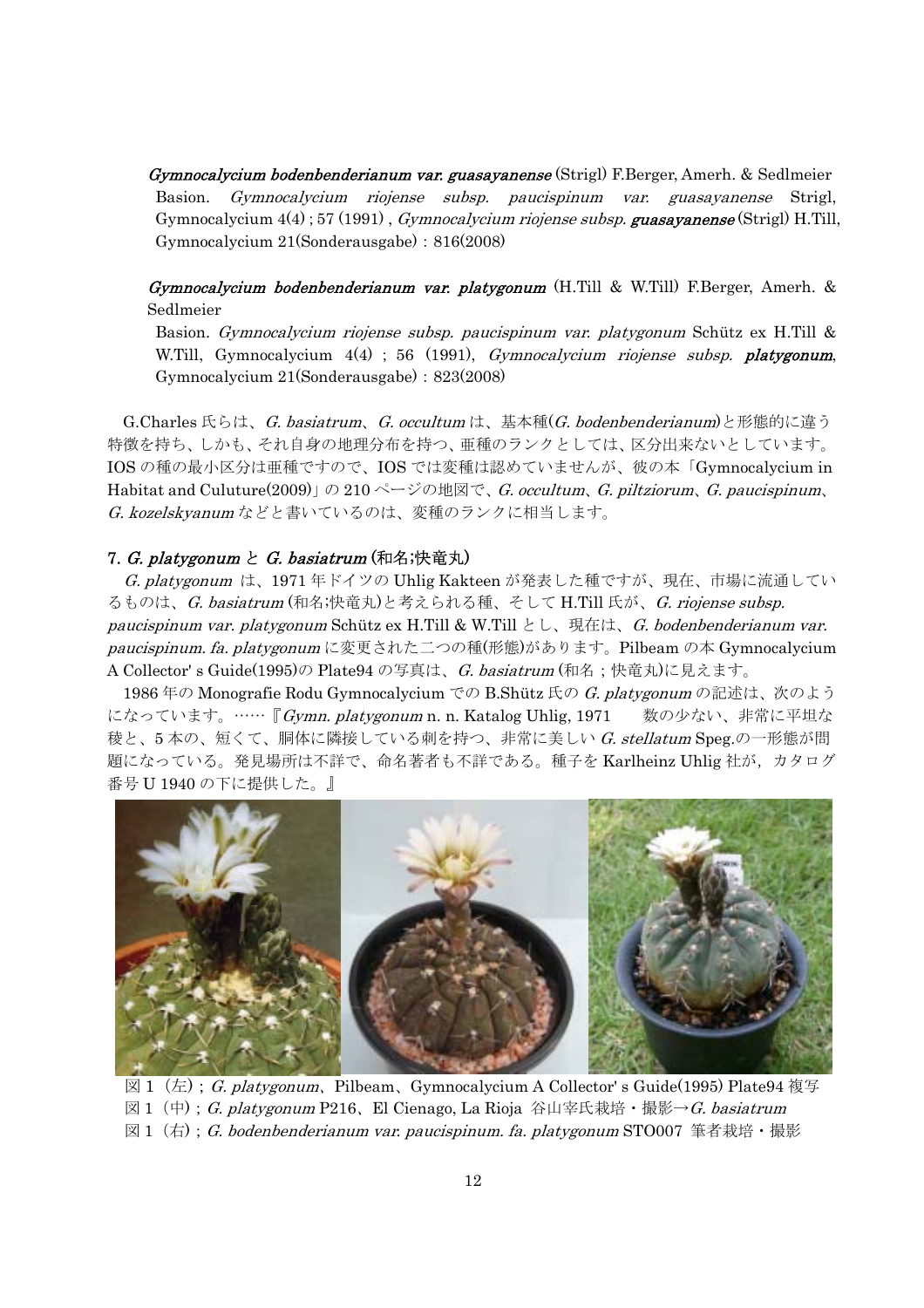*Gymnocalycium bodenbenderianum var. guasayanense* (Strigl) F.Berger, Amerh. & Sedlmeier
Basion. *Gymnocalycium riojense subsp. paucispinum var. guasayanense* Strigl, Gymnocalycium 4(4) ; 57 (1991) , *Gymnocalycium riojense subsp.* ***guasayanense*** (Strigl) H.Till, Gymnocalycium 21(Sonderausgabe) : 816(2008)

*Gymnocalycium bodenbenderianum var. platygonum* (H.Till & W.Till) F.Berger, Amerh. & Sedlmeier
Basion. *Gymnocalycium riojense subsp. paucispinum var. platygonum* Schütz ex H.Till & W.Till, Gymnocalycium 4(4) ; 56 (1991), *Gymnocalycium riojense subsp.* ***platygonum***, Gymnocalycium 21(Sonderausgabe) : 823(2008)

G.Charles 氏らは、*G. basiatrum*、*G. occultum* は、基本種(*G. bodenbenderianum*)と形態的に違う特徴を持ち、しかも、それ自身の地理分布を持つ、亜種のランクとしては、区分出来ないとしています。IOS の種の最小区分は亜種ですので、IOS では変種は認めていませんが、彼の本「Gymnocalycium in Habitat and Culuture(2009)」の 210 ページの地図で、*G. occultum*、*G. piltziorum*、*G. paucispinum*、*G. kozelskyanum* などと書いているのは、変種のランクに相当します。

## 7. *G. platygonum* と *G. basiatrum* (和名;快竜丸)

*G. platygonum* は、1971 年ドイツの Uhlig Kakteen が発表した種ですが、現在、市場に流通しているものは、*G. basiatrum* (和名;快竜丸)と考えられる種、そして H.Till 氏が、*G. riojense subsp. paucispinum var. platygonum* Schütz ex H.Till & W.Till とし、現在は、*G. bodenbenderianum var. paucispinum. fa. platygonum* に変更された二つの種(形態)があります。Pilbeam の本 Gymnocalycium A Collector' s Guide(1995)の Plate94 の写真は、*G. basiatrum* (和名 ; 快竜丸)に見えます。

1986 年の Monografie Rodu Gymnocalycium での B.Shütz 氏の *G. platygonum* の記述は、次のようになっています。……『*Gymn. platygonum* n. n. Katalog Uhlig, 1971　数の少ない、非常に平坦な稜と、5 本の、短くて、胴体に隣接している刺を持つ、非常に美しい *G. stellatum* Speg.の一形態が問題になっている。発見場所は不詳で、命名著者も不詳である。種子を Karlheinz Uhlig 社が，カタログ番号 U 1940 の下に提供した。』

図 1（左）; *G. platygonum*、Pilbeam、Gymnocalycium A Collector' s Guide(1995) Plate94 複写
図 1（中）; *G. platygonum* P216、El Cienago, La Rioja 谷山宰氏栽培・撮影→*G. basiatrum*
図 1（右）; *G. bodenbenderianum var. paucispinum. fa. platygonum* STO007 筆者栽培・撮影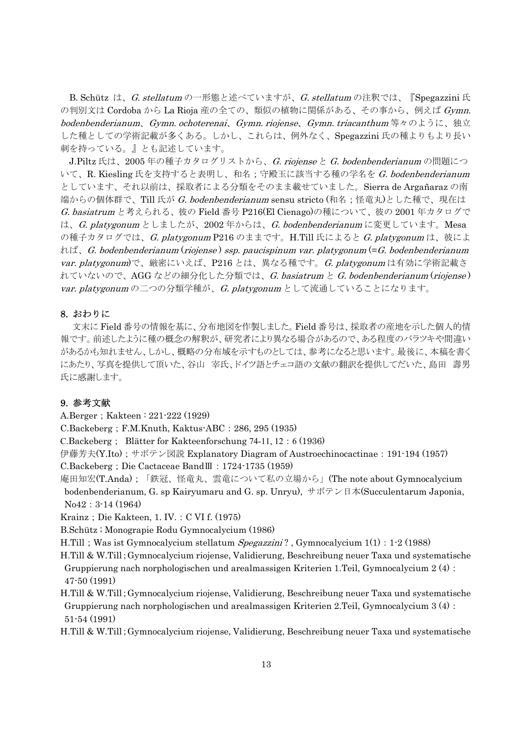B. Schütz は、*G. stellatum* の一形態と述べていますが、*G. stellatum* の注釈では、『Spegazzini 氏の判別文は Cordoba から La Rioja 産の全ての、類似の植物に関係がある、その事から、例えば *Gymn. bodenbenderianum*、*Gymn. ochoterenai*、*Gymn. riojense*、*Gymn. triacanthum* 等々のように、独立した種としての学術記載が多くある。しかし、これらは、例外なく、Spegazzini 氏の種よりもより長い刺を持っている。』とも記述しています。

J.Piltz 氏は、2005 年の種子カタログリストから、*G. riojense* と *G. bodenbenderianum* の問題について、R. Kiesling 氏を支持すると表明し、和名；守殿玉に該当する種の学名を *G. bodenbenderianum* としています、それ以前は、採取者による分類をそのまま載せていました。Sierra de Argañaraz の南端からの個体群で、Till 氏が *G. bodenbenderianum* sensu stricto (和名；怪竜丸)とした種で、現在は *G. basiatrum* と考えられる、彼の Field 番号 P216(El Cienago)の種について、彼の 2001 年カタログでは、*G. platygonum* としましたが、2002 年からは、*G. bodenbenderianum* に変更しています。Mesa の種子カタログでは、*G. platygonum* P216 のままです。H.Till 氏によると *G. platygonum* は、彼によれば、*G. bodenbenderianum* (*riojense*) *ssp. paucispinum var. platygonum* (=*G. bodenbenderianum var. platygonum*)で、厳密にいえば、P216 とは、異なる種です。*G. platygonum* は有効に学術記載されていないので、AGG などの細分化した分類では、*G. basiatrum* と *G. bodenbenderianum* (*riojense*) *var. platygonum* の二つの分類学種が、*G. platygonum* として流通していることになります。

## 8. おわりに

文末に Field 番号の情報を基に、分布地図を作製しました。Field 番号は、採取者の産地を示した個人的情報です。前述したように種の概念の解釈が、研究者により異なる場合があるので、ある程度のバラツキや間違いがあるかも知れません、しかし、概略の分布域を示すものとしては、参考になると思います。最後に、本稿を書くにあたり、写真を提供して頂いた、谷山　宰氏、ドイツ語とチェコ語の文献の翻訳を提供してだいた、島田　壽男氏に感謝します。

## 9. 参考文献

A.Berger；Kakteen：221-222 (1929)

C.Backeberg；F.M.Knuth, Kaktus-ABC：286, 295 (1935)

C.Backeberg； Blätter for Kakteenforschung 74-11, 12：6 (1936)

伊藤芳夫(Y.Ito)；サボテン図説 Explanatory Diagram of Austroechinocactinae：191-194 (1957)

C.Backeberg；Die Cactaceae BandⅢ：1724-1735 (1959)

庵田知宏(T.Anda)；「鉄冠、怪竜丸、雲竜について私の立場から」(The note about Gymnocalycium bodenbenderianum, G. sp Kairyumaru and G. sp. Unryu), サボテン日本(Succulentarum Japonia, No42：3-14 (1964)

Krainz；Die Kakteen, 1. IV.：C VI f. (1975)

B.Schütz；Monograpie Rodu Gymnocalycium (1986)

H.Till；Was ist Gymnocalycium stellatum *Spegazzini*？, Gymnocalycium 1(1)：1-2 (1988)

H.Till & W.Till；Gymnocalycium riojense, Validierung, Beschreibung neuer Taxa und systematische Gruppierung nach norphologischen und arealmassigen Kriterien 1.Teil, Gymnocalycium 2 (4)：47-50 (1991)

H.Till & W.Till；Gymnocalycium riojense, Validierung, Beschreibung neuer Taxa und systematische Gruppierung nach norphologischen und arealmassigen Kriterien 2.Teil, Gymnocalycium 3 (4)：51-54 (1991)

H.Till & W.Till；Gymnocalycium riojense, Validierung, Beschreibung neuer Taxa und systematische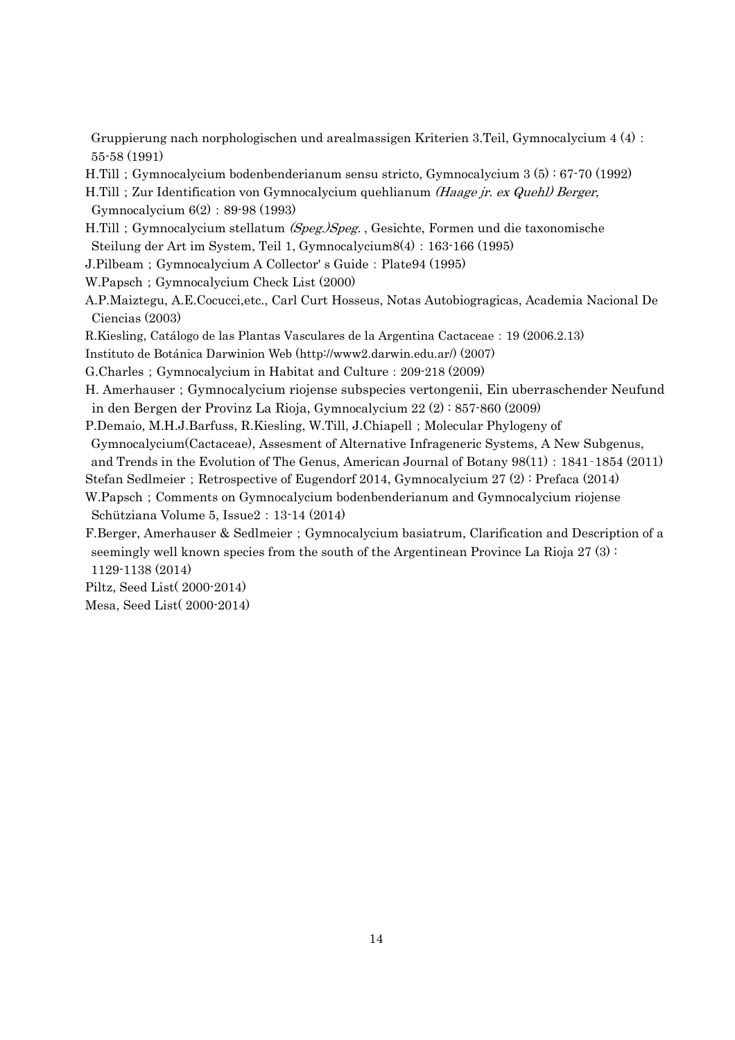Gruppierung nach norphologischen und arealmassigen Kriterien 3.Teil, Gymnocalycium 4 (4) : 55-58 (1991)

H.Till ; Gymnocalycium bodenbenderianum sensu stricto, Gymnocalycium 3 (5) : 67-70 (1992)

H.Till ; Zur Identification von Gymnocalycium quehlianum *(Haage jr. ex Quehl) Berger*, Gymnocalycium 6(2) : 89-98 (1993)

H.Till ; Gymnocalycium stellatum *(Speg.)Speg.* , Gesichte, Formen und die taxonomische Steilung der Art im System, Teil 1, Gymnocalycium8(4) : 163-166 (1995)

J.Pilbeam ; Gymnocalycium A Collector' s Guide : Plate94 (1995)

W.Papsch ; Gymnocalycium Check List (2000)

A.P.Maiztegu, A.E.Cocucci,etc., Carl Curt Hosseus, Notas Autobiogragicas, Academia Nacional De Ciencias (2003)

R.Kiesling, Catálogo de las Plantas Vasculares de la Argentina Cactaceae : 19 (2006.2.13)

Instituto de Botánica Darwinion Web (http://www2.darwin.edu.ar/) (2007)

G.Charles ; Gymnocalycium in Habitat and Culture : 209-218 (2009)

H. Amerhauser ; Gymnocalycium riojense subspecies vertongenii, Ein uberraschender Neufund in den Bergen der Provinz La Rioja, Gymnocalycium 22 (2) : 857-860 (2009)

P.Demaio, M.H.J.Barfuss, R.Kiesling, W.Till, J.Chiapell ; Molecular Phylogeny of Gymnocalycium(Cactaceae), Assesment of Alternative Infrageneric Systems, A New Subgenus, and Trends in the Evolution of The Genus, American Journal of Botany 98(11) : 1841-1854 (2011)

Stefan Sedlmeier ; Retrospective of Eugendorf 2014, Gymnocalycium 27 (2) : Prefaca (2014)

W.Papsch ; Comments on Gymnocalycium bodenbenderianum and Gymnocalycium riojense Schütziana Volume 5, Issue2 : 13-14 (2014)

F.Berger, Amerhauser & Sedlmeier ; Gymnocalycium basiatrum, Clarification and Description of a seemingly well known species from the south of the Argentinean Province La Rioja 27 (3) : 1129-1138 (2014)

Piltz, Seed List( 2000-2014)

Mesa, Seed List( 2000-2014)